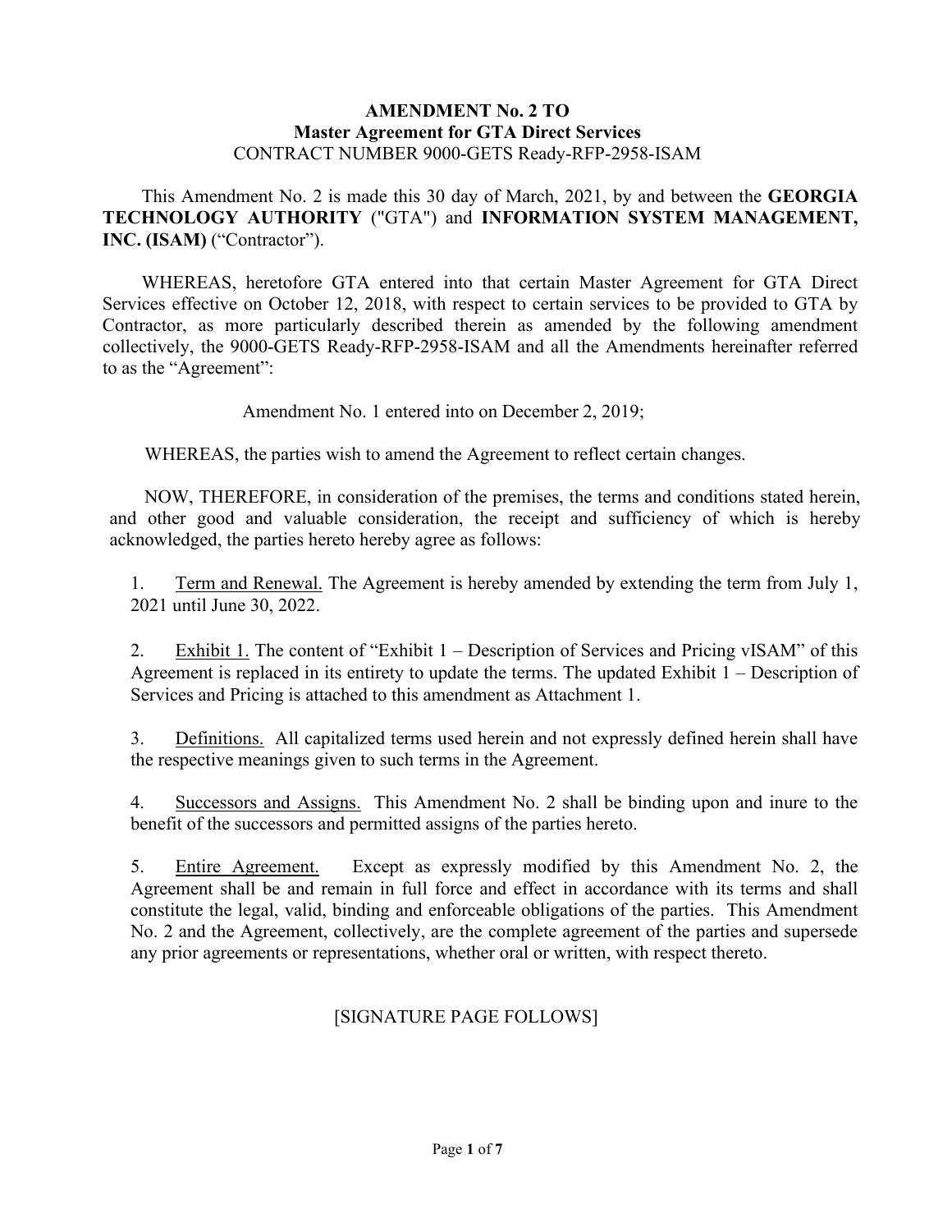**AMENDMENT No. 2 TO**
**Master Agreement for GTA Direct Services**
CONTRACT NUMBER 9000-GETS Ready-RFP-2958-ISAM

This Amendment No. 2 is made this 30 day of March, 2021, by and between the **GEORGIA TECHNOLOGY AUTHORITY** ("GTA") and **INFORMATION SYSTEM MANAGEMENT, INC. (ISAM)** ("Contractor").

WHEREAS, heretofore GTA entered into that certain Master Agreement for GTA Direct Services effective on October 12, 2018, with respect to certain services to be provided to GTA by Contractor, as more particularly described therein as amended by the following amendment collectively, the 9000-GETS Ready-RFP-2958-ISAM and all the Amendments hereinafter referred to as the "Agreement":

Amendment No. 1 entered into on December 2, 2019;

WHEREAS, the parties wish to amend the Agreement to reflect certain changes.

NOW, THEREFORE, in consideration of the premises, the terms and conditions stated herein, and other good and valuable consideration, the receipt and sufficiency of which is hereby acknowledged, the parties hereto hereby agree as follows:

1. Term and Renewal. The Agreement is hereby amended by extending the term from July 1, 2021 until June 30, 2022.

2. Exhibit 1. The content of "Exhibit 1 – Description of Services and Pricing vISAM" of this Agreement is replaced in its entirety to update the terms. The updated Exhibit 1 – Description of Services and Pricing is attached to this amendment as Attachment 1.

3. Definitions. All capitalized terms used herein and not expressly defined herein shall have the respective meanings given to such terms in the Agreement.

4. Successors and Assigns. This Amendment No. 2 shall be binding upon and inure to the benefit of the successors and permitted assigns of the parties hereto.

5. Entire Agreement. Except as expressly modified by this Amendment No. 2, the Agreement shall be and remain in full force and effect in accordance with its terms and shall constitute the legal, valid, binding and enforceable obligations of the parties. This Amendment No. 2 and the Agreement, collectively, are the complete agreement of the parties and supersede any prior agreements or representations, whether oral or written, with respect thereto.

[SIGNATURE PAGE FOLLOWS]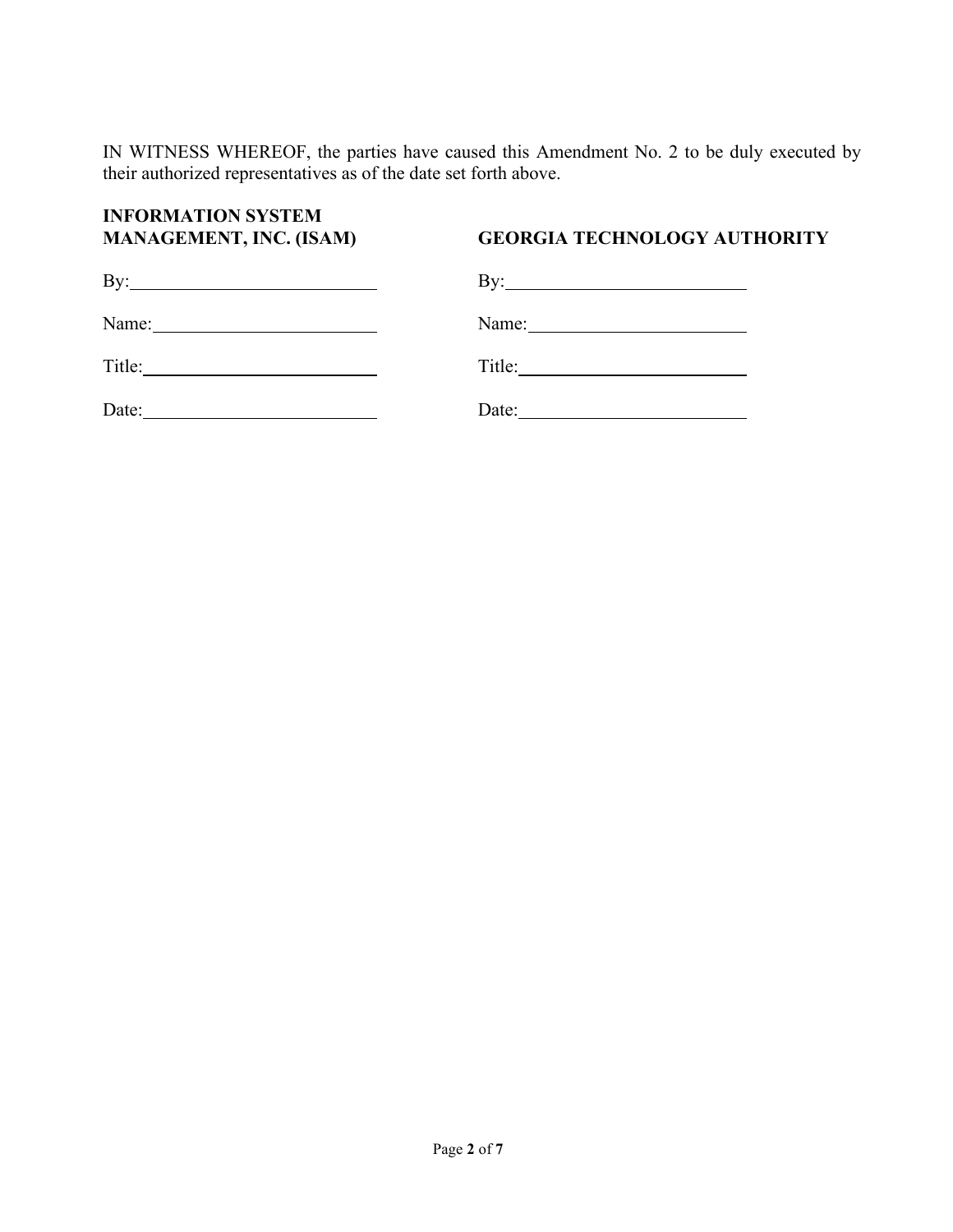IN WITNESS WHEREOF, the parties have caused this Amendment No. 2 to be duly executed by their authorized representatives as of the date set forth above.

| **INFORMATION SYSTEM MANAGEMENT, INC. (ISAM)** | **GEORGIA TECHNOLOGY AUTHORITY** |
| --- | --- |
| By:\_\_\_\_\_\_\_\_\_\_\_\_\_\_\_\_\_\_\_\_\_\_\_\_ | By:\_\_\_\_\_\_\_\_\_\_\_\_\_\_\_\_\_\_\_\_\_\_\_\_ |
| Name:\_\_\_\_\_\_\_\_\_\_\_\_\_\_\_\_\_\_\_\_\_\_ | Name:\_\_\_\_\_\_\_\_\_\_\_\_\_\_\_\_\_\_\_\_\_\_ |
| Title:\_\_\_\_\_\_\_\_\_\_\_\_\_\_\_\_\_\_\_\_\_\_\_ | Title:\_\_\_\_\_\_\_\_\_\_\_\_\_\_\_\_\_\_\_\_\_\_\_ |
| Date:\_\_\_\_\_\_\_\_\_\_\_\_\_\_\_\_\_\_\_\_\_\_\_ | Date:\_\_\_\_\_\_\_\_\_\_\_\_\_\_\_\_\_\_\_\_\_\_\_ |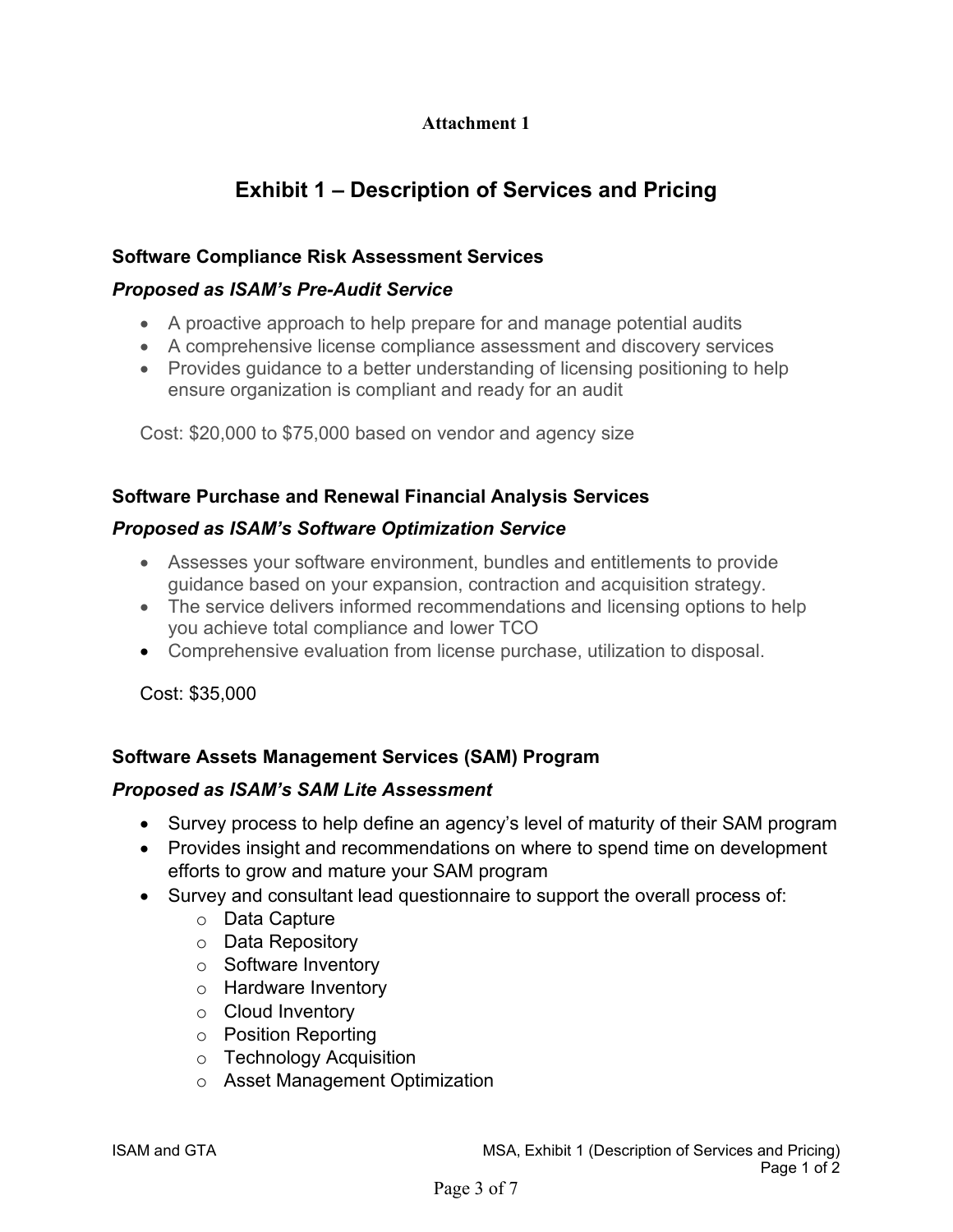**Attachment 1**

# Exhibit 1 – Description of Services and Pricing

### Software Compliance Risk Assessment Services

#### *Proposed as ISAM's Pre-Audit Service*

- A proactive approach to help prepare for and manage potential audits
- A comprehensive license compliance assessment and discovery services
- Provides guidance to a better understanding of licensing positioning to help ensure organization is compliant and ready for an audit

Cost: $20,000 to $75,000 based on vendor and agency size

### Software Purchase and Renewal Financial Analysis Services

#### *Proposed as ISAM's Software Optimization Service*

- Assesses your software environment, bundles and entitlements to provide guidance based on your expansion, contraction and acquisition strategy.
- The service delivers informed recommendations and licensing options to help you achieve total compliance and lower TCO
- Comprehensive evaluation from license purchase, utilization to disposal.

Cost: $35,000

### Software Assets Management Services (SAM) Program

#### *Proposed as ISAM's SAM Lite Assessment*

- Survey process to help define an agency's level of maturity of their SAM program
- Provides insight and recommendations on where to spend time on development efforts to grow and mature your SAM program
- Survey and consultant lead questionnaire to support the overall process of:
  - Data Capture
  - Data Repository
  - Software Inventory
  - Hardware Inventory
  - Cloud Inventory
  - Position Reporting
  - Technology Acquisition
  - Asset Management Optimization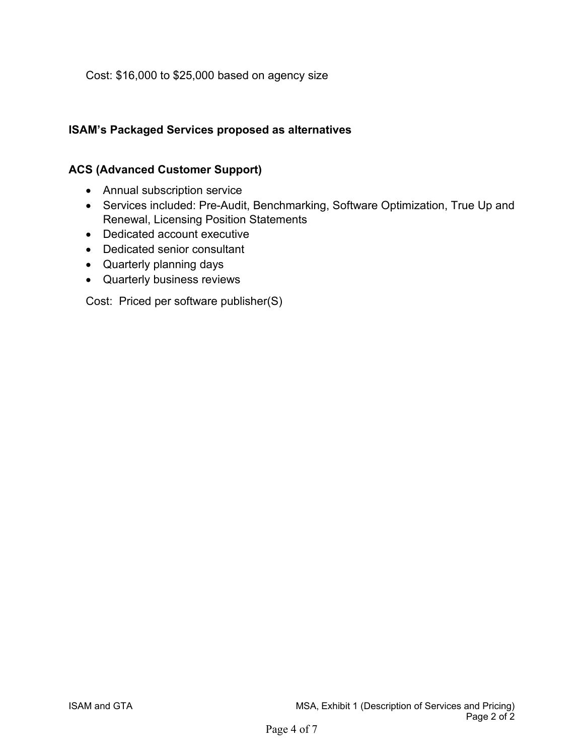Cost: $16,000 to $25,000 based on agency size

**ISAM's Packaged Services proposed as alternatives**

**ACS (Advanced Customer Support)**

- Annual subscription service
- Services included: Pre-Audit, Benchmarking, Software Optimization, True Up and Renewal, Licensing Position Statements
- Dedicated account executive
- Dedicated senior consultant
- Quarterly planning days
- Quarterly business reviews

Cost: Priced per software publisher(S)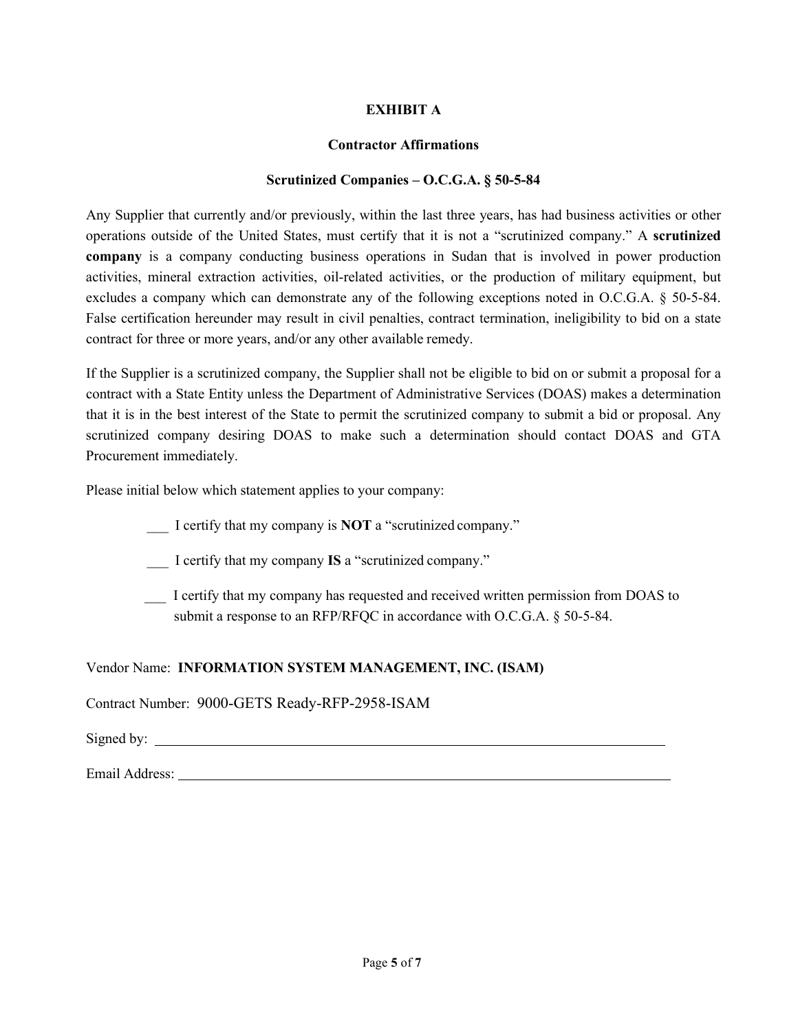**EXHIBIT A**

**Contractor Affirmations**

**Scrutinized Companies – O.C.G.A. § 50-5-84**

Any Supplier that currently and/or previously, within the last three years, has had business activities or other operations outside of the United States, must certify that it is not a "scrutinized company." A **scrutinized company** is a company conducting business operations in Sudan that is involved in power production activities, mineral extraction activities, oil-related activities, or the production of military equipment, but excludes a company which can demonstrate any of the following exceptions noted in O.C.G.A. § 50-5-84. False certification hereunder may result in civil penalties, contract termination, ineligibility to bid on a state contract for three or more years, and/or any other available remedy.

If the Supplier is a scrutinized company, the Supplier shall not be eligible to bid on or submit a proposal for a contract with a State Entity unless the Department of Administrative Services (DOAS) makes a determination that it is in the best interest of the State to permit the scrutinized company to submit a bid or proposal. Any scrutinized company desiring DOAS to make such a determination should contact DOAS and GTA Procurement immediately.

Please initial below which statement applies to your company:

___ I certify that my company is **NOT** a "scrutinized company."

___ I certify that my company **IS** a "scrutinized company."

___ I certify that my company has requested and received written permission from DOAS to submit a response to an RFP/RFQC in accordance with O.C.G.A. § 50-5-84.

Vendor Name: **INFORMATION SYSTEM MANAGEMENT, INC. (ISAM)**

Contract Number: 9000-GETS Ready-RFP-2958-ISAM

Signed by: ______________________________

Email Address: ______________________________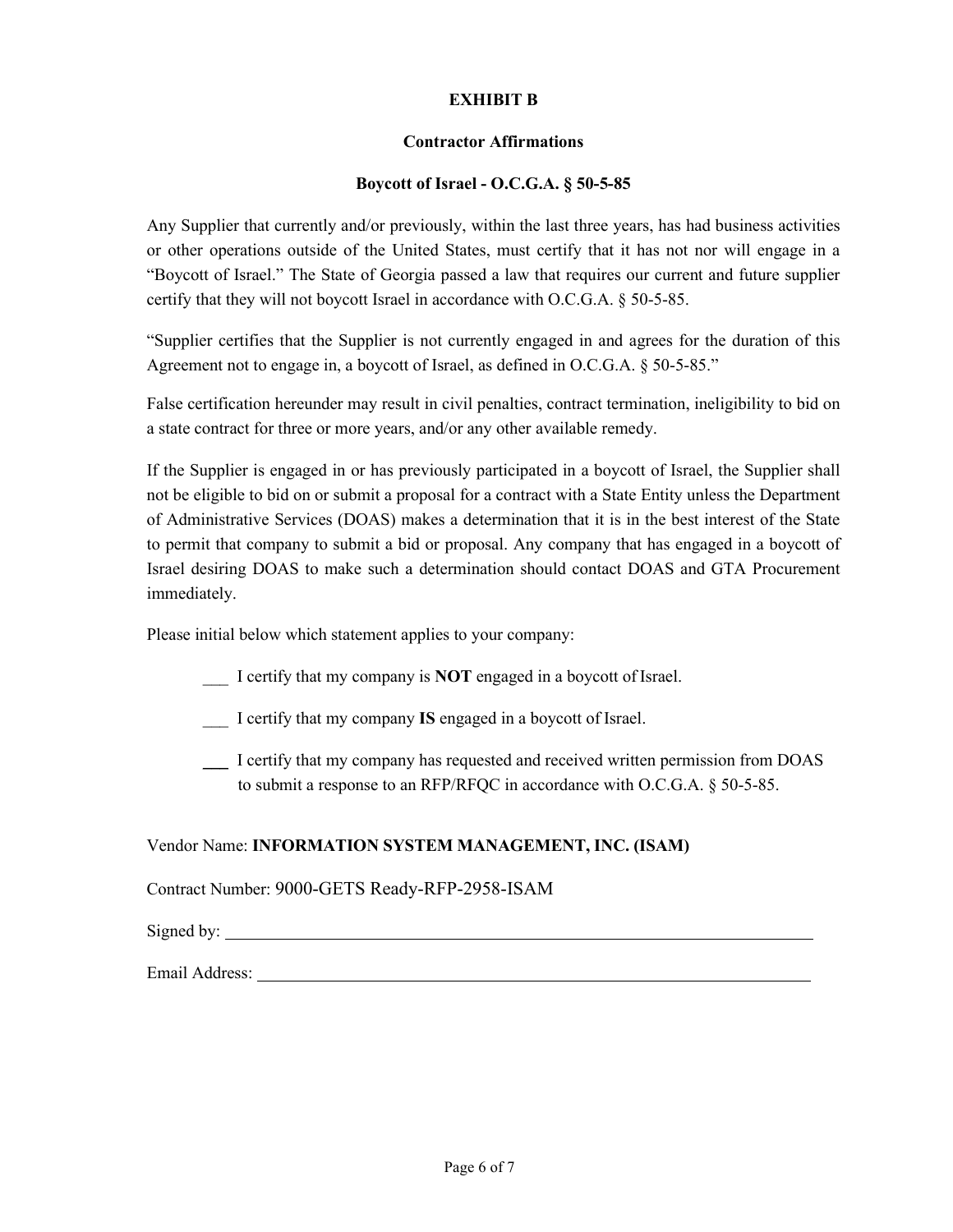**EXHIBIT B**

**Contractor Affirmations**

**Boycott of Israel - O.C.G.A. § 50-5-85**

Any Supplier that currently and/or previously, within the last three years, has had business activities or other operations outside of the United States, must certify that it has not nor will engage in a "Boycott of Israel." The State of Georgia passed a law that requires our current and future supplier certify that they will not boycott Israel in accordance with O.C.G.A. § 50-5-85.

"Supplier certifies that the Supplier is not currently engaged in and agrees for the duration of this Agreement not to engage in, a boycott of Israel, as defined in O.C.G.A. § 50-5-85."

False certification hereunder may result in civil penalties, contract termination, ineligibility to bid on a state contract for three or more years, and/or any other available remedy.

If the Supplier is engaged in or has previously participated in a boycott of Israel, the Supplier shall not be eligible to bid on or submit a proposal for a contract with a State Entity unless the Department of Administrative Services (DOAS) makes a determination that it is in the best interest of the State to permit that company to submit a bid or proposal. Any company that has engaged in a boycott of Israel desiring DOAS to make such a determination should contact DOAS and GTA Procurement immediately.

Please initial below which statement applies to your company:

___ I certify that my company is **NOT** engaged in a boycott of Israel.

___ I certify that my company **IS** engaged in a boycott of Israel.

___ I certify that my company has requested and received written permission from DOAS to submit a response to an RFP/RFQC in accordance with O.C.G.A. § 50-5-85.

Vendor Name: **INFORMATION SYSTEM MANAGEMENT, INC. (ISAM)**

Contract Number: 9000-GETS Ready-RFP-2958-ISAM

Signed by: ______________________________

Email Address: ______________________________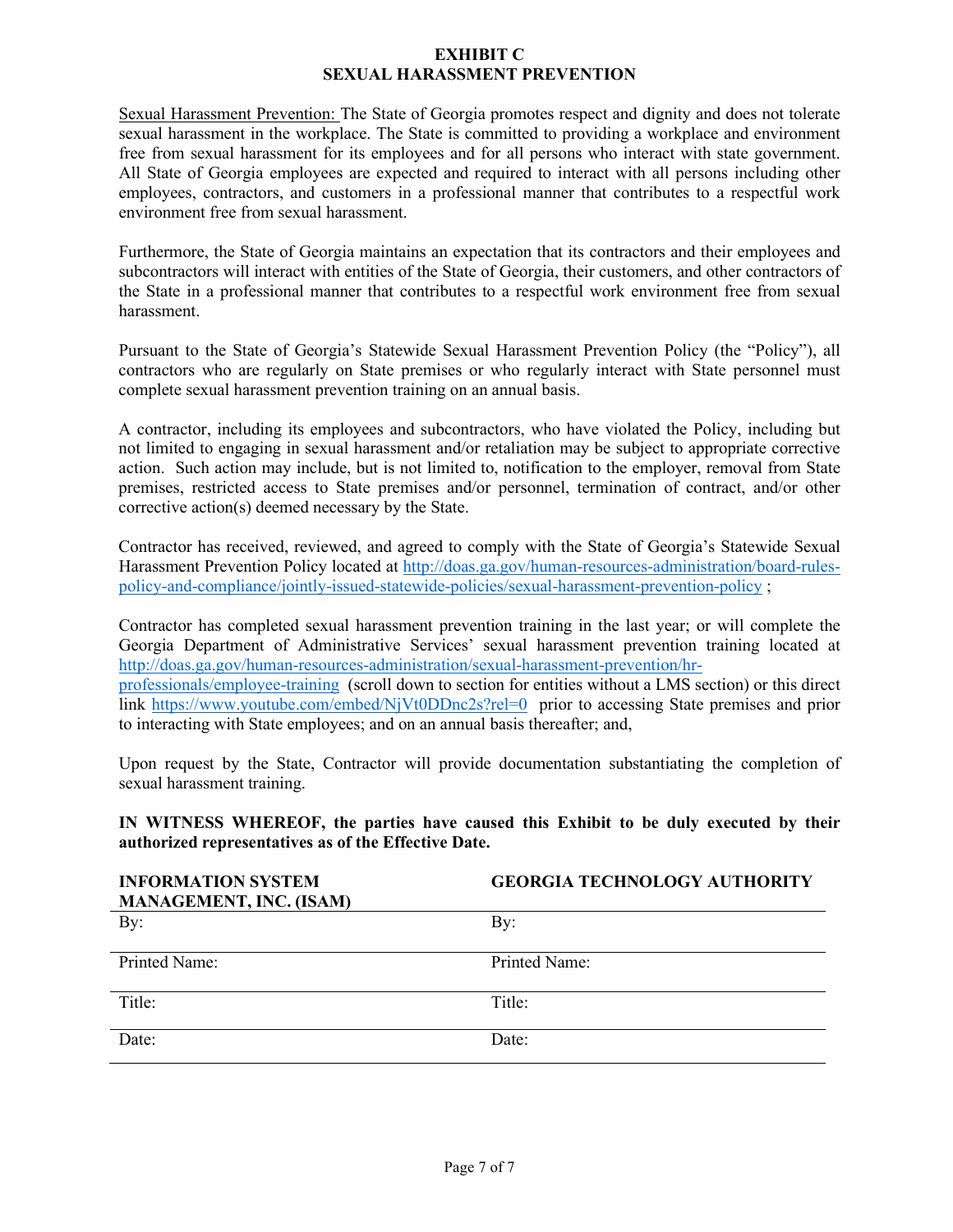# EXHIBIT C
# SEXUAL HARASSMENT PREVENTION

Sexual Harassment Prevention: The State of Georgia promotes respect and dignity and does not tolerate sexual harassment in the workplace. The State is committed to providing a workplace and environment free from sexual harassment for its employees and for all persons who interact with state government. All State of Georgia employees are expected and required to interact with all persons including other employees, contractors, and customers in a professional manner that contributes to a respectful work environment free from sexual harassment.

Furthermore, the State of Georgia maintains an expectation that its contractors and their employees and subcontractors will interact with entities of the State of Georgia, their customers, and other contractors of the State in a professional manner that contributes to a respectful work environment free from sexual harassment.

Pursuant to the State of Georgia's Statewide Sexual Harassment Prevention Policy (the "Policy"), all contractors who are regularly on State premises or who regularly interact with State personnel must complete sexual harassment prevention training on an annual basis.

A contractor, including its employees and subcontractors, who have violated the Policy, including but not limited to engaging in sexual harassment and/or retaliation may be subject to appropriate corrective action. Such action may include, but is not limited to, notification to the employer, removal from State premises, restricted access to State premises and/or personnel, termination of contract, and/or other corrective action(s) deemed necessary by the State.

Contractor has received, reviewed, and agreed to comply with the State of Georgia's Statewide Sexual Harassment Prevention Policy located at http://doas.ga.gov/human-resources-administration/board-rules-policy-and-compliance/jointly-issued-statewide-policies/sexual-harassment-prevention-policy ;

Contractor has completed sexual harassment prevention training in the last year; or will complete the Georgia Department of Administrative Services' sexual harassment prevention training located at http://doas.ga.gov/human-resources-administration/sexual-harassment-prevention/hr-professionals/employee-training (scroll down to section for entities without a LMS section) or this direct link https://www.youtube.com/embed/NjVt0DDnc2s?rel=0 prior to accessing State premises and prior to interacting with State employees; and on an annual basis thereafter; and,

Upon request by the State, Contractor will provide documentation substantiating the completion of sexual harassment training.

**IN WITNESS WHEREOF, the parties have caused this Exhibit to be duly executed by their authorized representatives as of the Effective Date.**

| **INFORMATION SYSTEM MANAGEMENT, INC. (ISAM)** | **GEORGIA TECHNOLOGY AUTHORITY** |
|---|---|
| By: | By: |
| Printed Name: | Printed Name: |
| Title: | Title: |
| Date: | Date: |